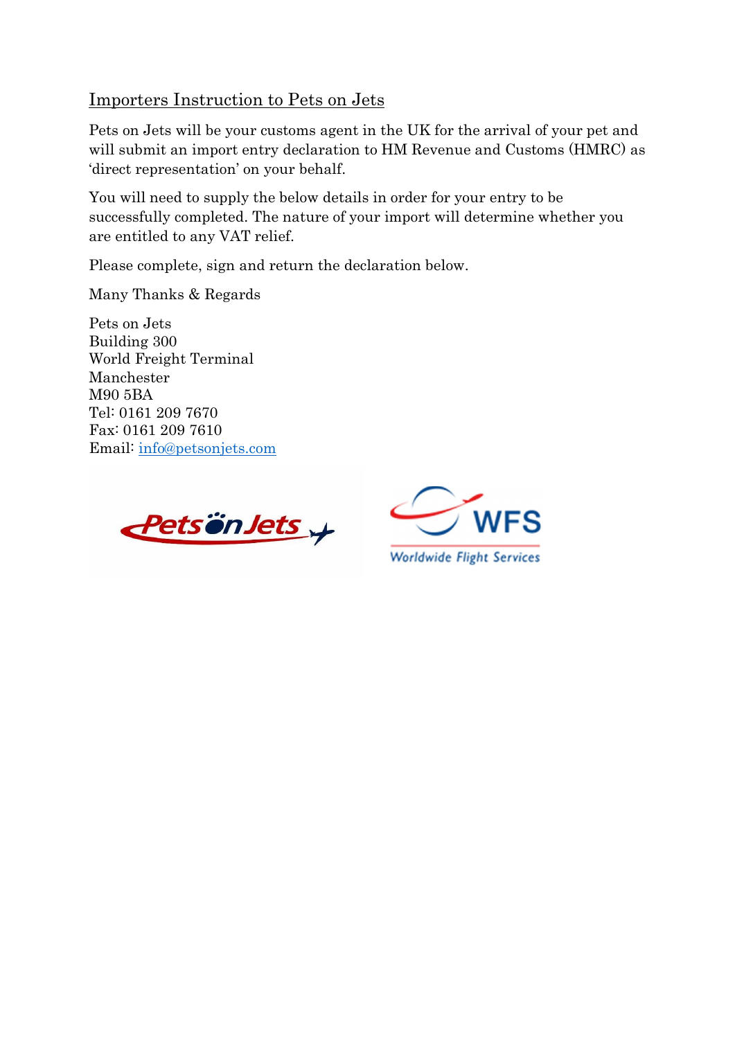## Importers Instruction to Pets on Jets

Pets on Jets will be your customs agent in the UK for the arrival of your pet and will submit an import entry declaration to HM Revenue and Customs (HMRC) as 'direct representation' on your behalf.

You will need to supply the below details in order for your entry to be successfully completed. The nature of your import will determine whether you are entitled to any VAT relief.

Please complete, sign and return the declaration below.

Many Thanks & Regards

Pets on Jets
Building 300
World Freight Terminal
Manchester
M90 5BA
Tel: 0161 209 7670
Fax: 0161 209 7610
Email: info@petsonjets.com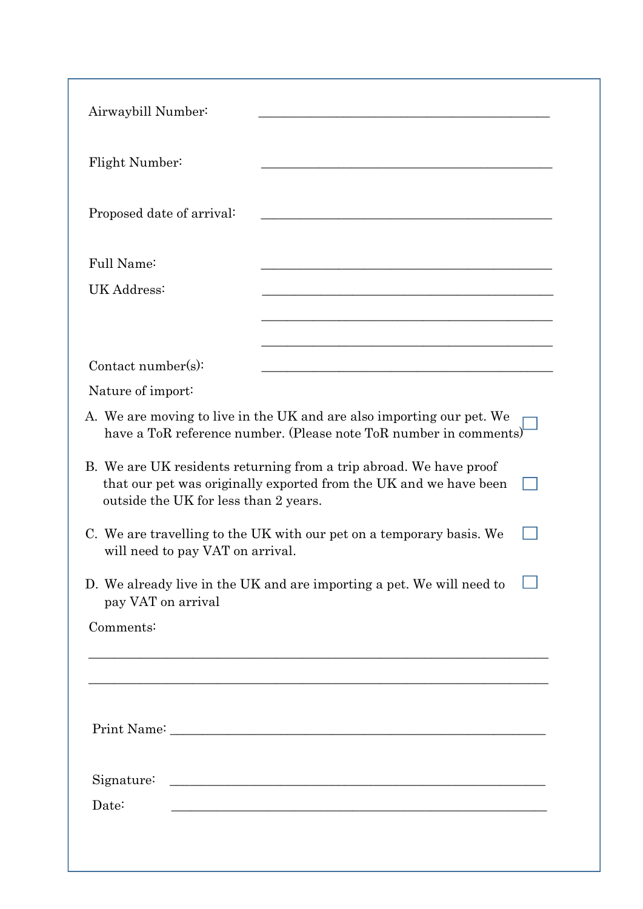Airwaybill Number: ____________________________________________

Flight Number: ____________________________________________

Proposed date of arrival: ____________________________________________

Full Name: ____________________________________________

UK Address: ____________________________________________

____________________________________________

____________________________________________

Contact number(s): ____________________________________________

Nature of import:

A. We are moving to live in the UK and are also importing our pet. We have a ToR reference number. (Please note ToR number in comments) ☐

B. We are UK residents returning from a trip abroad. We have proof that our pet was originally exported from the UK and we have been outside the UK for less than 2 years. ☐

C. We are travelling to the UK with our pet on a temporary basis. We will need to pay VAT on arrival. ☐

D. We already live in the UK and are importing a pet. We will need to pay VAT on arrival ☐

Comments:

____________________________________________________________________

____________________________________________________________________

Print Name: ____________________________________________________________

Signature: ____________________________________________________________

Date: ____________________________________________________________